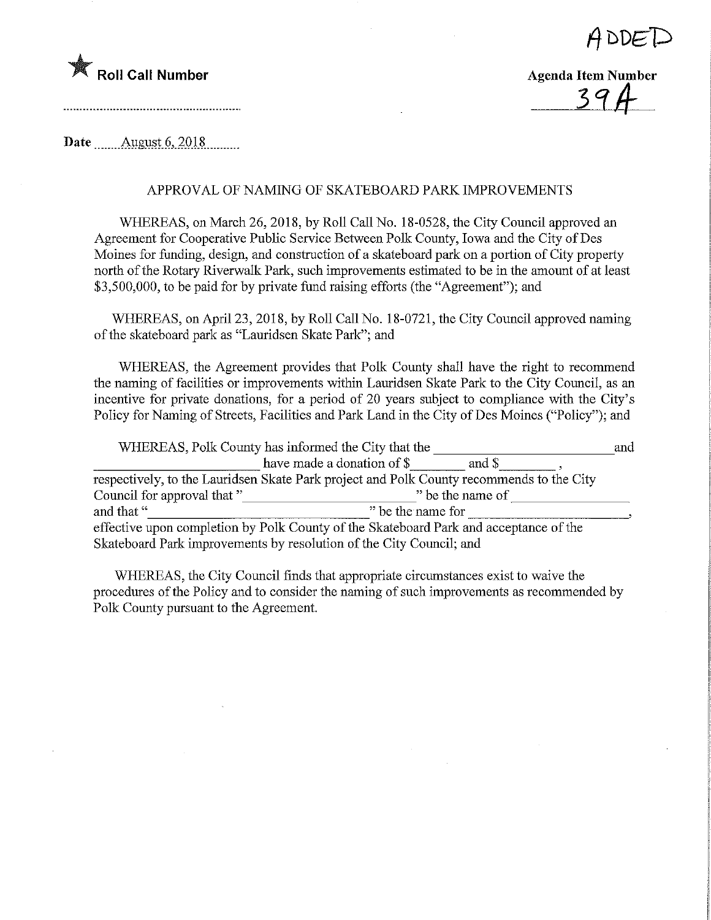ADDED

★ **Roll Call Number**

**Agenda Item Number**

39A

**Date** August 6, 2018

APPROVAL OF NAMING OF SKATEBOARD PARK IMPROVEMENTS

WHEREAS, on March 26, 2018, by Roll Call No. 18-0528, the City Council approved an Agreement for Cooperative Public Service Between Polk County, Iowa and the City of Des Moines for funding, design, and construction of a skateboard park on a portion of City property north of the Rotary Riverwalk Park, such improvements estimated to be in the amount of at least $3,500,000, to be paid for by private fund raising efforts (the "Agreement"); and

WHEREAS, on April 23, 2018, by Roll Call No. 18-0721, the City Council approved naming of the skateboard park as "Lauridsen Skate Park"; and

WHEREAS, the Agreement provides that Polk County shall have the right to recommend the naming of facilities or improvements within Lauridsen Skate Park to the City Council, as an incentive for private donations, for a period of 20 years subject to compliance with the City's Policy for Naming of Streets, Facilities and Park Land in the City of Des Moines ("Policy"); and

WHEREAS, Polk County has informed the City that the ________________________ and ________________________ have made a donation of $________ and $________, respectively, to the Lauridsen Skate Park project and Polk County recommends to the City Council for approval that "________________________" be the name of ________________ and that "________________________" be the name for ________________, effective upon completion by Polk County of the Skateboard Park and acceptance of the Skateboard Park improvements by resolution of the City Council; and

WHEREAS, the City Council finds that appropriate circumstances exist to waive the procedures of the Policy and to consider the naming of such improvements as recommended by Polk County pursuant to the Agreement.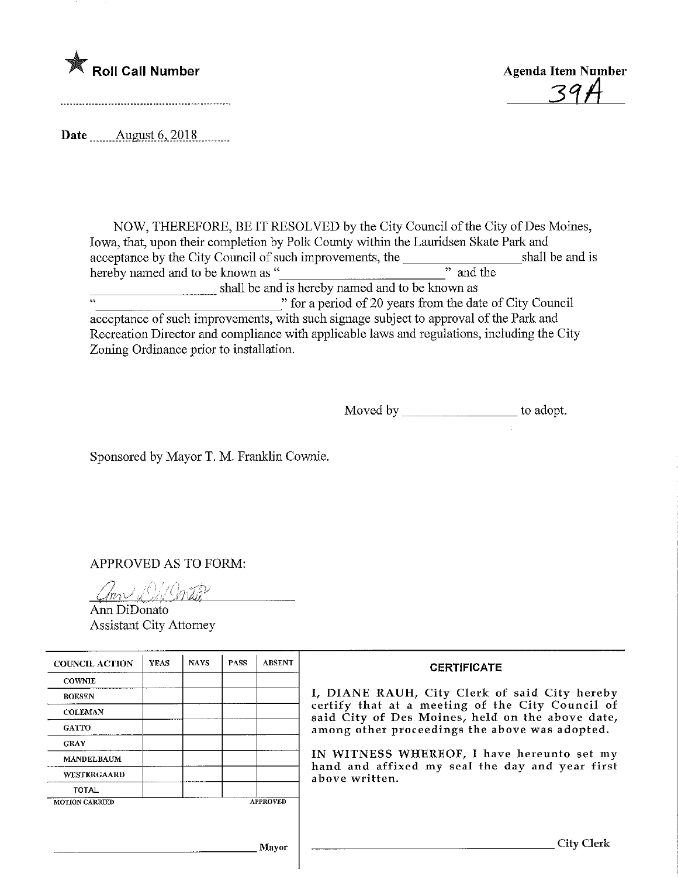★ **Roll Call Number**

..........................................................

**Agenda Item Number**

39A

**Date** August 6, 2018

NOW, THEREFORE, BE IT RESOLVED by the City Council of the City of Des Moines, Iowa, that, upon their completion by Polk County within the Lauridsen Skate Park and acceptance by the City Council of such improvements, the ________________ shall be and is hereby named and to be known as "________________________" and the ________________ shall be and is hereby named and to be known as "____________________________" for a period of 20 years from the date of City Council acceptance of such improvements, with such signage subject to approval of the Park and Recreation Director and compliance with applicable laws and regulations, including the City Zoning Ordinance prior to installation.

Moved by ________________ to adopt.

Sponsored by Mayor T. M. Franklin Cownie.

APPROVED AS TO FORM:

Ann DiDonato
Assistant City Attorney

| COUNCIL ACTION | YEAS | NAYS | PASS | ABSENT |
|---|---|---|---|---|
| COWNIE | | | | |
| BOESEN | | | | |
| COLEMAN | | | | |
| GATTO | | | | |
| GRAY | | | | |
| MANDELBAUM | | | | |
| WESTERGAARD | | | | |
| TOTAL | | | | |
| MOTION CARRIED | | | | APPROVED |

________________________________ Mayor

**CERTIFICATE**

I, DIANE RAUH, City Clerk of said City hereby certify that at a meeting of the City Council of said City of Des Moines, held on the above date, among other proceedings the above was adopted.

IN WITNESS WHEREOF, I have hereunto set my hand and affixed my seal the day and year first above written.

________________________________ City Clerk